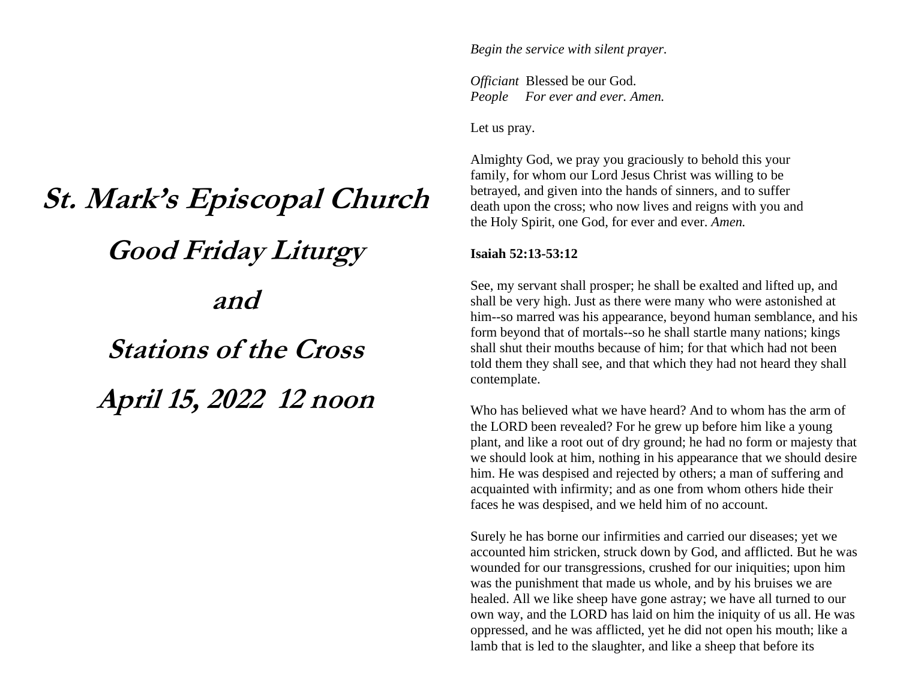# St. Mark's Episcopal Church

# Good Friday Liturgy

# and

# Stations of the Cross

# April 15, 2022 12 noon

*Begin the service with silent prayer.*

*Officiant* Blessed be our God.
*People* *For ever and ever. Amen.*

Let us pray.

Almighty God, we pray you graciously to behold this your family, for whom our Lord Jesus Christ was willing to be betrayed, and given into the hands of sinners, and to suffer death upon the cross; who now lives and reigns with you and the Holy Spirit, one God, for ever and ever. *Amen.*

**Isaiah 52:13-53:12**

See, my servant shall prosper; he shall be exalted and lifted up, and shall be very high. Just as there were many who were astonished at him--so marred was his appearance, beyond human semblance, and his form beyond that of mortals--so he shall startle many nations; kings shall shut their mouths because of him; for that which had not been told them they shall see, and that which they had not heard they shall contemplate.

Who has believed what we have heard? And to whom has the arm of the LORD been revealed? For he grew up before him like a young plant, and like a root out of dry ground; he had no form or majesty that we should look at him, nothing in his appearance that we should desire him. He was despised and rejected by others; a man of suffering and acquainted with infirmity; and as one from whom others hide their faces he was despised, and we held him of no account.

Surely he has borne our infirmities and carried our diseases; yet we accounted him stricken, struck down by God, and afflicted. But he was wounded for our transgressions, crushed for our iniquities; upon him was the punishment that made us whole, and by his bruises we are healed. All we like sheep have gone astray; we have all turned to our own way, and the LORD has laid on him the iniquity of us all. He was oppressed, and he was afflicted, yet he did not open his mouth; like a lamb that is led to the slaughter, and like a sheep that before its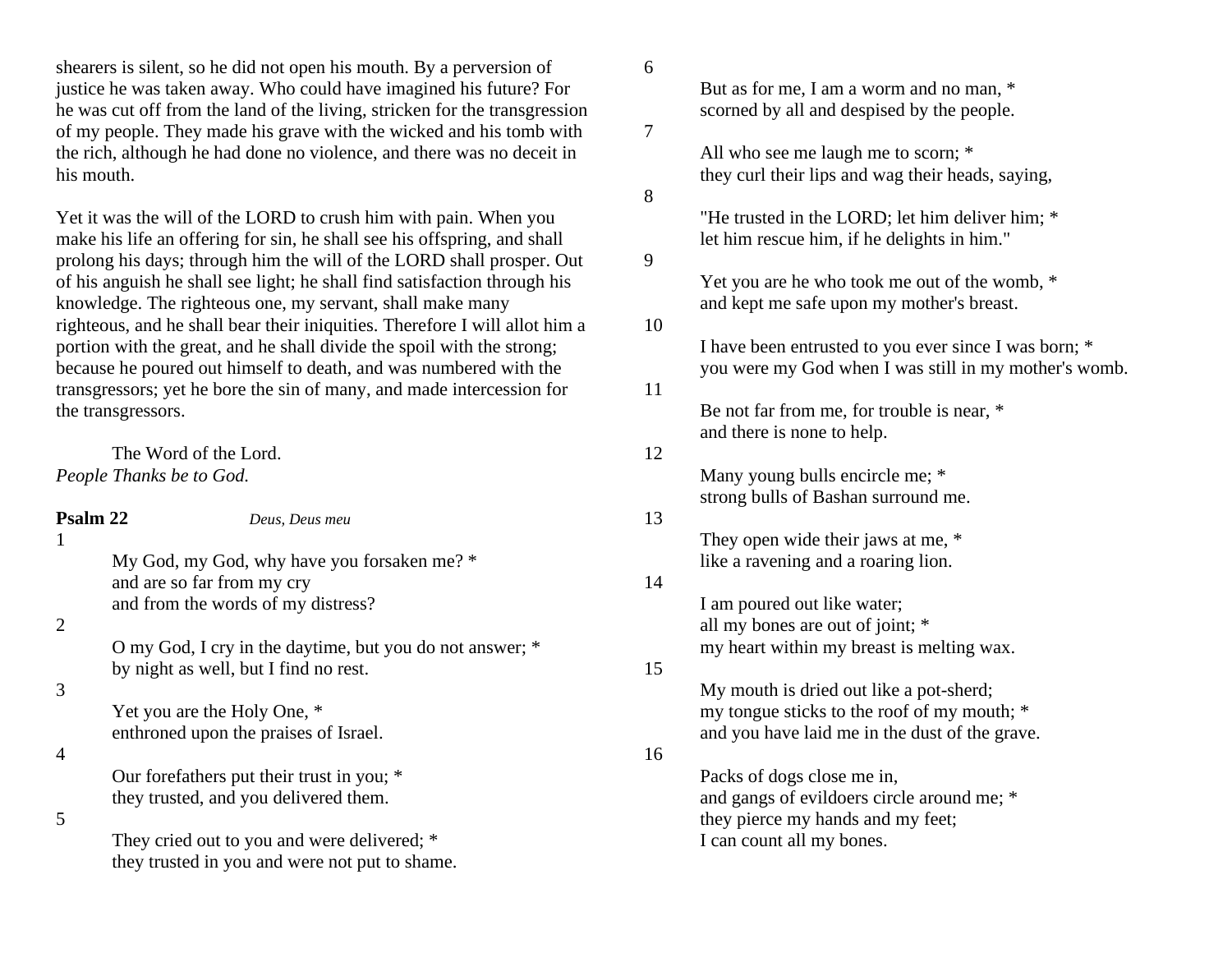shearers is silent, so he did not open his mouth. By a perversion of justice he was taken away. Who could have imagined his future? For he was cut off from the land of the living, stricken for the transgression of my people. They made his grave with the wicked and his tomb with the rich, although he had done no violence, and there was no deceit in his mouth.

Yet it was the will of the LORD to crush him with pain. When you make his life an offering for sin, he shall see his offspring, and shall prolong his days; through him the will of the LORD shall prosper. Out of his anguish he shall see light; he shall find satisfaction through his knowledge. The righteous one, my servant, shall make many righteous, and he shall bear their iniquities. Therefore I will allot him a portion with the great, and he shall divide the spoil with the strong; because he poured out himself to death, and was numbered with the transgressors; yet he bore the sin of many, and made intercession for the transgressors.

The Word of the Lord.
*People Thanks be to God.*

**Psalm 22** *Deus, Deus meu*

1
My God, my God, why have you forsaken me? *
and are so far from my cry
and from the words of my distress?

2
O my God, I cry in the daytime, but you do not answer; *
by night as well, but I find no rest.

3
Yet you are the Holy One, *
enthroned upon the praises of Israel.

4
Our forefathers put their trust in you; *
they trusted, and you delivered them.

5
They cried out to you and were delivered; *
they trusted in you and were not put to shame.

6
But as for me, I am a worm and no man, *
scorned by all and despised by the people.

7
All who see me laugh me to scorn; *
they curl their lips and wag their heads, saying,

8
"He trusted in the LORD; let him deliver him; *
let him rescue him, if he delights in him."

9
Yet you are he who took me out of the womb, *
and kept me safe upon my mother's breast.

10
I have been entrusted to you ever since I was born; *
you were my God when I was still in my mother's womb.

11
Be not far from me, for trouble is near, *
and there is none to help.

12
Many young bulls encircle me; *
strong bulls of Bashan surround me.

13
They open wide their jaws at me, *
like a ravening and a roaring lion.

14
I am poured out like water;
all my bones are out of joint; *
my heart within my breast is melting wax.

15
My mouth is dried out like a pot-sherd;
my tongue sticks to the roof of my mouth; *
and you have laid me in the dust of the grave.

16
Packs of dogs close me in,
and gangs of evildoers circle around me; *
they pierce my hands and my feet;
I can count all my bones.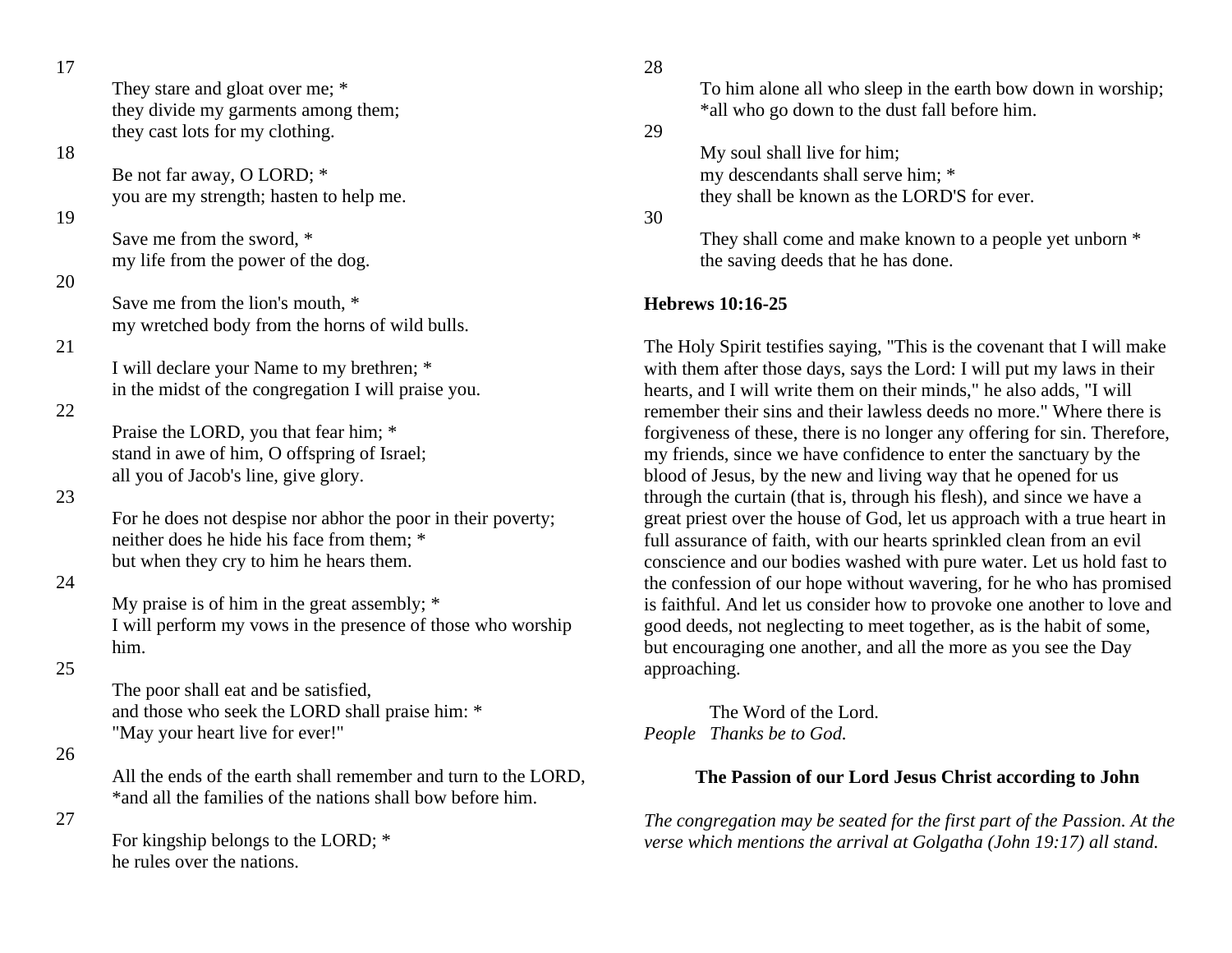17

They stare and gloat over me; *
they divide my garments among them;
they cast lots for my clothing.

18

Be not far away, O LORD; *
you are my strength; hasten to help me.

19

Save me from the sword, *
my life from the power of the dog.

20

Save me from the lion's mouth, *
my wretched body from the horns of wild bulls.

21

I will declare your Name to my brethren; *
in the midst of the congregation I will praise you.

22

Praise the LORD, you that fear him; *
stand in awe of him, O offspring of Israel;
all you of Jacob's line, give glory.

23

For he does not despise nor abhor the poor in their poverty;
neither does he hide his face from them; *
but when they cry to him he hears them.

24

My praise is of him in the great assembly; *
I will perform my vows in the presence of those who worship him.

25

The poor shall eat and be satisfied,
and those who seek the LORD shall praise him: *
"May your heart live for ever!"

26

All the ends of the earth shall remember and turn to the LORD,
*and all the families of the nations shall bow before him.

27

For kingship belongs to the LORD; *
he rules over the nations.

28

To him alone all who sleep in the earth bow down in worship;
*all who go down to the dust fall before him.

29

My soul shall live for him;
my descendants shall serve him; *
they shall be known as the LORD'S for ever.

30

They shall come and make known to a people yet unborn *
the saving deeds that he has done.

**Hebrews 10:16-25**

The Holy Spirit testifies saying, "This is the covenant that I will make with them after those days, says the Lord: I will put my laws in their hearts, and I will write them on their minds," he also adds, "I will remember their sins and their lawless deeds no more." Where there is forgiveness of these, there is no longer any offering for sin. Therefore, my friends, since we have confidence to enter the sanctuary by the blood of Jesus, by the new and living way that he opened for us through the curtain (that is, through his flesh), and since we have a great priest over the house of God, let us approach with a true heart in full assurance of faith, with our hearts sprinkled clean from an evil conscience and our bodies washed with pure water. Let us hold fast to the confession of our hope without wavering, for he who has promised is faithful. And let us consider how to provoke one another to love and good deeds, not neglecting to meet together, as is the habit of some, but encouraging one another, and all the more as you see the Day approaching.

The Word of the Lord.
*People* *Thanks be to God.*

**The Passion of our Lord Jesus Christ according to John**

*The congregation may be seated for the first part of the Passion. At the verse which mentions the arrival at Golgatha (John 19:17) all stand.*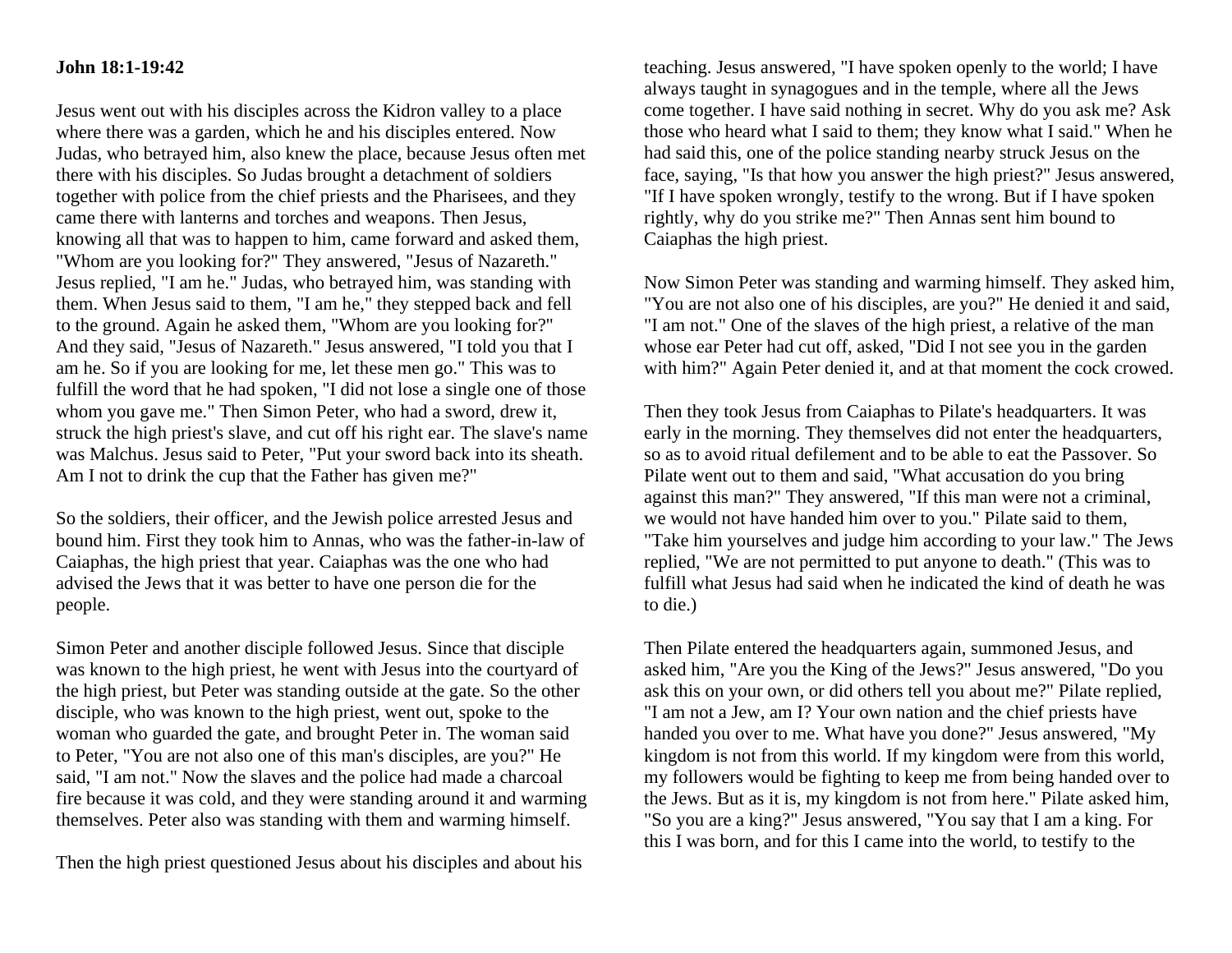**John 18:1-19:42**

Jesus went out with his disciples across the Kidron valley to a place where there was a garden, which he and his disciples entered. Now Judas, who betrayed him, also knew the place, because Jesus often met there with his disciples. So Judas brought a detachment of soldiers together with police from the chief priests and the Pharisees, and they came there with lanterns and torches and weapons. Then Jesus, knowing all that was to happen to him, came forward and asked them, "Whom are you looking for?" They answered, "Jesus of Nazareth." Jesus replied, "I am he." Judas, who betrayed him, was standing with them. When Jesus said to them, "I am he," they stepped back and fell to the ground. Again he asked them, "Whom are you looking for?" And they said, "Jesus of Nazareth." Jesus answered, "I told you that I am he. So if you are looking for me, let these men go." This was to fulfill the word that he had spoken, "I did not lose a single one of those whom you gave me." Then Simon Peter, who had a sword, drew it, struck the high priest's slave, and cut off his right ear. The slave's name was Malchus. Jesus said to Peter, "Put your sword back into its sheath. Am I not to drink the cup that the Father has given me?"

So the soldiers, their officer, and the Jewish police arrested Jesus and bound him. First they took him to Annas, who was the father-in-law of Caiaphas, the high priest that year. Caiaphas was the one who had advised the Jews that it was better to have one person die for the people.

Simon Peter and another disciple followed Jesus. Since that disciple was known to the high priest, he went with Jesus into the courtyard of the high priest, but Peter was standing outside at the gate. So the other disciple, who was known to the high priest, went out, spoke to the woman who guarded the gate, and brought Peter in. The woman said to Peter, "You are not also one of this man's disciples, are you?" He said, "I am not." Now the slaves and the police had made a charcoal fire because it was cold, and they were standing around it and warming themselves. Peter also was standing with them and warming himself.

Then the high priest questioned Jesus about his disciples and about his teaching. Jesus answered, "I have spoken openly to the world; I have always taught in synagogues and in the temple, where all the Jews come together. I have said nothing in secret. Why do you ask me? Ask those who heard what I said to them; they know what I said." When he had said this, one of the police standing nearby struck Jesus on the face, saying, "Is that how you answer the high priest?" Jesus answered, "If I have spoken wrongly, testify to the wrong. But if I have spoken rightly, why do you strike me?" Then Annas sent him bound to Caiaphas the high priest.

Now Simon Peter was standing and warming himself. They asked him, "You are not also one of his disciples, are you?" He denied it and said, "I am not." One of the slaves of the high priest, a relative of the man whose ear Peter had cut off, asked, "Did I not see you in the garden with him?" Again Peter denied it, and at that moment the cock crowed.

Then they took Jesus from Caiaphas to Pilate's headquarters. It was early in the morning. They themselves did not enter the headquarters, so as to avoid ritual defilement and to be able to eat the Passover. So Pilate went out to them and said, "What accusation do you bring against this man?" They answered, "If this man were not a criminal, we would not have handed him over to you." Pilate said to them, "Take him yourselves and judge him according to your law." The Jews replied, "We are not permitted to put anyone to death." (This was to fulfill what Jesus had said when he indicated the kind of death he was to die.)

Then Pilate entered the headquarters again, summoned Jesus, and asked him, "Are you the King of the Jews?" Jesus answered, "Do you ask this on your own, or did others tell you about me?" Pilate replied, "I am not a Jew, am I? Your own nation and the chief priests have handed you over to me. What have you done?" Jesus answered, "My kingdom is not from this world. If my kingdom were from this world, my followers would be fighting to keep me from being handed over to the Jews. But as it is, my kingdom is not from here." Pilate asked him, "So you are a king?" Jesus answered, "You say that I am a king. For this I was born, and for this I came into the world, to testify to the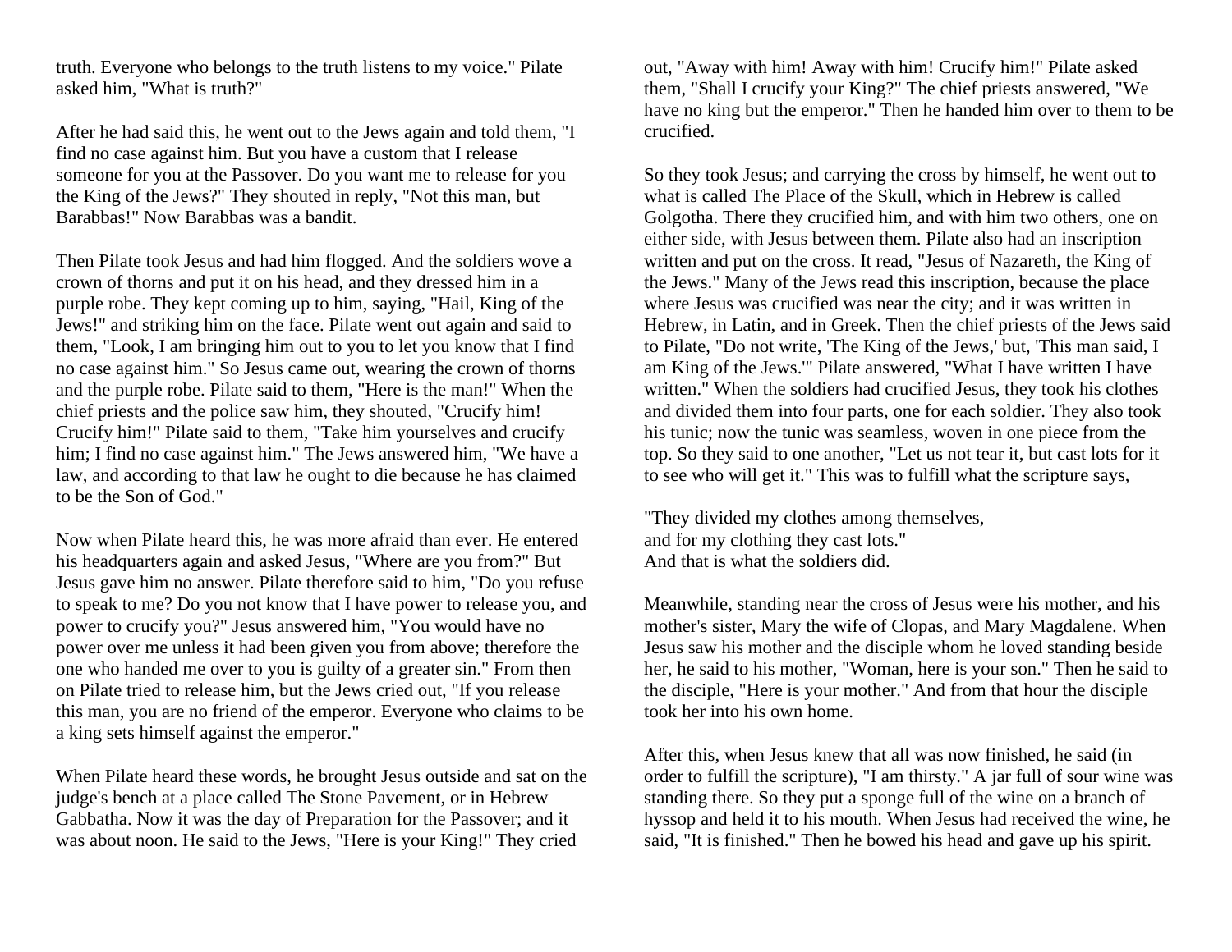truth. Everyone who belongs to the truth listens to my voice." Pilate asked him, "What is truth?"

After he had said this, he went out to the Jews again and told them, "I find no case against him. But you have a custom that I release someone for you at the Passover. Do you want me to release for you the King of the Jews?" They shouted in reply, "Not this man, but Barabbas!" Now Barabbas was a bandit.

Then Pilate took Jesus and had him flogged. And the soldiers wove a crown of thorns and put it on his head, and they dressed him in a purple robe. They kept coming up to him, saying, "Hail, King of the Jews!" and striking him on the face. Pilate went out again and said to them, "Look, I am bringing him out to you to let you know that I find no case against him." So Jesus came out, wearing the crown of thorns and the purple robe. Pilate said to them, "Here is the man!" When the chief priests and the police saw him, they shouted, "Crucify him! Crucify him!" Pilate said to them, "Take him yourselves and crucify him; I find no case against him." The Jews answered him, "We have a law, and according to that law he ought to die because he has claimed to be the Son of God."

Now when Pilate heard this, he was more afraid than ever. He entered his headquarters again and asked Jesus, "Where are you from?" But Jesus gave him no answer. Pilate therefore said to him, "Do you refuse to speak to me? Do you not know that I have power to release you, and power to crucify you?" Jesus answered him, "You would have no power over me unless it had been given you from above; therefore the one who handed me over to you is guilty of a greater sin." From then on Pilate tried to release him, but the Jews cried out, "If you release this man, you are no friend of the emperor. Everyone who claims to be a king sets himself against the emperor."

When Pilate heard these words, he brought Jesus outside and sat on the judge's bench at a place called The Stone Pavement, or in Hebrew Gabbatha. Now it was the day of Preparation for the Passover; and it was about noon. He said to the Jews, "Here is your King!" They cried out, "Away with him! Away with him! Crucify him!" Pilate asked them, "Shall I crucify your King?" The chief priests answered, "We have no king but the emperor." Then he handed him over to them to be crucified.

So they took Jesus; and carrying the cross by himself, he went out to what is called The Place of the Skull, which in Hebrew is called Golgotha. There they crucified him, and with him two others, one on either side, with Jesus between them. Pilate also had an inscription written and put on the cross. It read, "Jesus of Nazareth, the King of the Jews." Many of the Jews read this inscription, because the place where Jesus was crucified was near the city; and it was written in Hebrew, in Latin, and in Greek. Then the chief priests of the Jews said to Pilate, "Do not write, 'The King of the Jews,' but, 'This man said, I am King of the Jews.'" Pilate answered, "What I have written I have written." When the soldiers had crucified Jesus, they took his clothes and divided them into four parts, one for each soldier. They also took his tunic; now the tunic was seamless, woven in one piece from the top. So they said to one another, "Let us not tear it, but cast lots for it to see who will get it." This was to fulfill what the scripture says,

"They divided my clothes among themselves,  
and for my clothing they cast lots."  
And that is what the soldiers did.

Meanwhile, standing near the cross of Jesus were his mother, and his mother's sister, Mary the wife of Clopas, and Mary Magdalene. When Jesus saw his mother and the disciple whom he loved standing beside her, he said to his mother, "Woman, here is your son." Then he said to the disciple, "Here is your mother." And from that hour the disciple took her into his own home.

After this, when Jesus knew that all was now finished, he said (in order to fulfill the scripture), "I am thirsty." A jar full of sour wine was standing there. So they put a sponge full of the wine on a branch of hyssop and held it to his mouth. When Jesus had received the wine, he said, "It is finished." Then he bowed his head and gave up his spirit.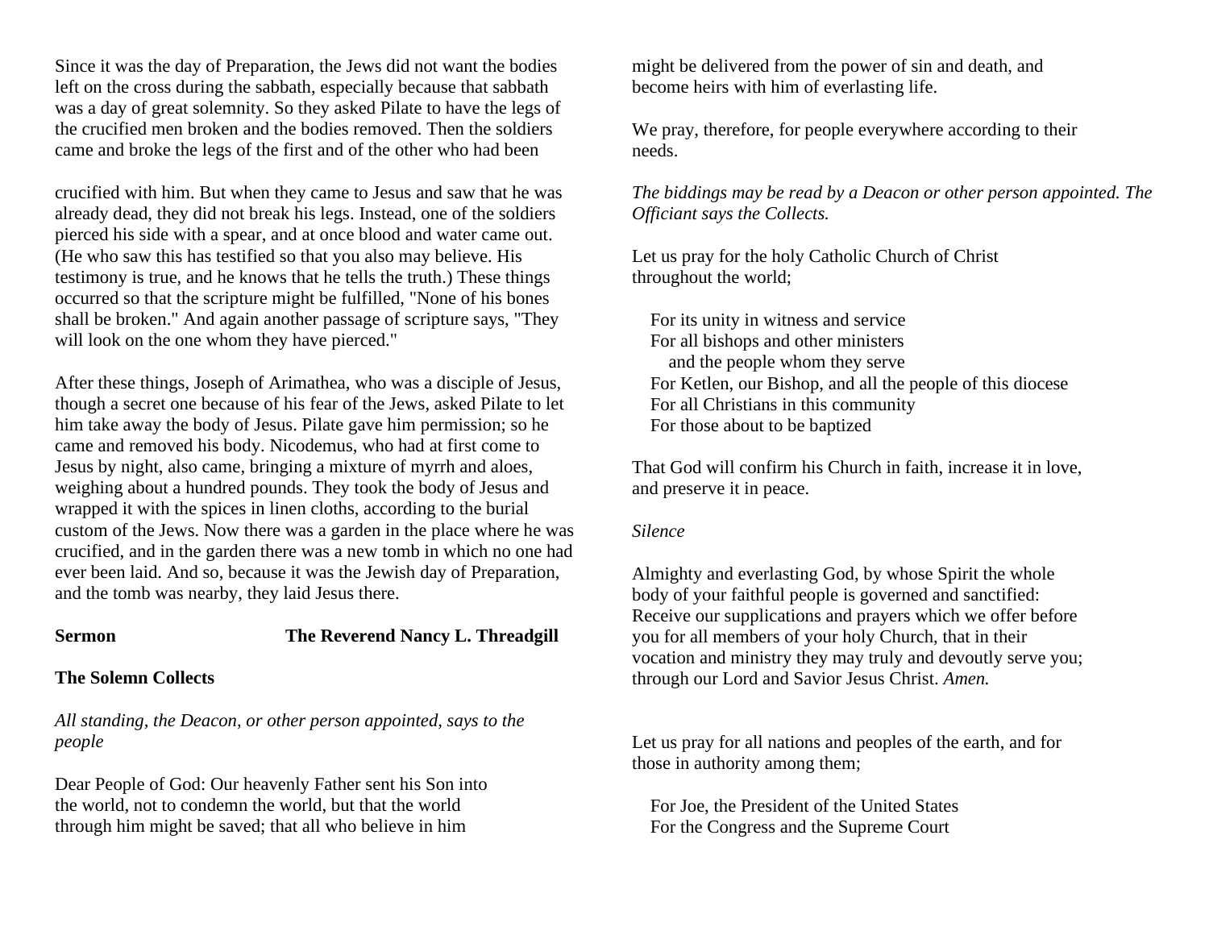Since it was the day of Preparation, the Jews did not want the bodies left on the cross during the sabbath, especially because that sabbath was a day of great solemnity. So they asked Pilate to have the legs of the crucified men broken and the bodies removed. Then the soldiers came and broke the legs of the first and of the other who had been crucified with him. But when they came to Jesus and saw that he was already dead, they did not break his legs. Instead, one of the soldiers pierced his side with a spear, and at once blood and water came out. (He who saw this has testified so that you also may believe. His testimony is true, and he knows that he tells the truth.) These things occurred so that the scripture might be fulfilled, "None of his bones shall be broken." And again another passage of scripture says, "They will look on the one whom they have pierced."

After these things, Joseph of Arimathea, who was a disciple of Jesus, though a secret one because of his fear of the Jews, asked Pilate to let him take away the body of Jesus. Pilate gave him permission; so he came and removed his body. Nicodemus, who had at first come to Jesus by night, also came, bringing a mixture of myrrh and aloes, weighing about a hundred pounds. They took the body of Jesus and wrapped it with the spices in linen cloths, according to the burial custom of the Jews. Now there was a garden in the place where he was crucified, and in the garden there was a new tomb in which no one had ever been laid. And so, because it was the Jewish day of Preparation, and the tomb was nearby, they laid Jesus there.

**Sermon** **The Reverend Nancy L. Threadgill**

**The Solemn Collects**

*All standing, the Deacon, or other person appointed, says to the people*

Dear People of God: Our heavenly Father sent his Son into the world, not to condemn the world, but that the world through him might be saved; that all who believe in him might be delivered from the power of sin and death, and become heirs with him of everlasting life.

We pray, therefore, for people everywhere according to their needs.

*The biddings may be read by a Deacon or other person appointed. The Officiant says the Collects.*

Let us pray for the holy Catholic Church of Christ throughout the world;

For its unity in witness and service
For all bishops and other ministers
and the people whom they serve
For Ketlen, our Bishop, and all the people of this diocese
For all Christians in this community
For those about to be baptized

That God will confirm his Church in faith, increase it in love, and preserve it in peace.

*Silence*

Almighty and everlasting God, by whose Spirit the whole body of your faithful people is governed and sanctified: Receive our supplications and prayers which we offer before you for all members of your holy Church, that in their vocation and ministry they may truly and devoutly serve you; through our Lord and Savior Jesus Christ. *Amen.*

Let us pray for all nations and peoples of the earth, and for those in authority among them;

For Joe, the President of the United States
For the Congress and the Supreme Court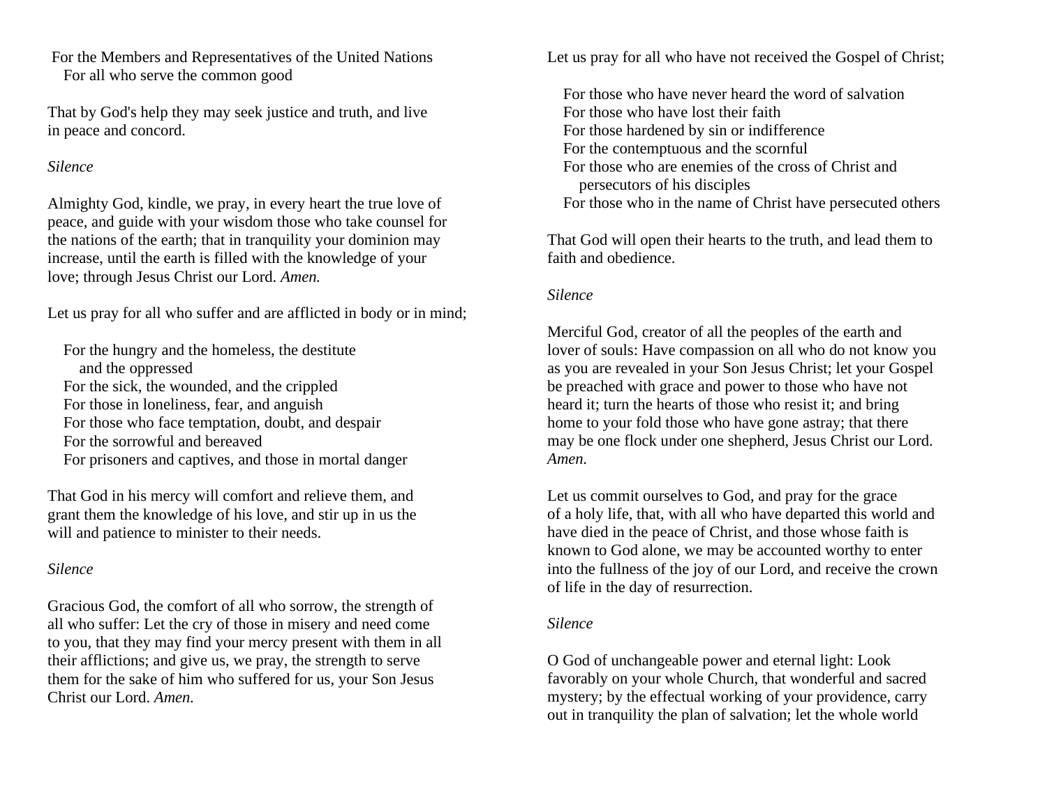For the Members and Representatives of the United Nations
For all who serve the common good

That by God's help they may seek justice and truth, and live in peace and concord.

*Silence*

Almighty God, kindle, we pray, in every heart the true love of peace, and guide with your wisdom those who take counsel for the nations of the earth; that in tranquility your dominion may increase, until the earth is filled with the knowledge of your love; through Jesus Christ our Lord. *Amen.*

Let us pray for all who suffer and are afflicted in body or in mind;

For the hungry and the homeless, the destitute and the oppressed
For the sick, the wounded, and the crippled
For those in loneliness, fear, and anguish
For those who face temptation, doubt, and despair
For the sorrowful and bereaved
For prisoners and captives, and those in mortal danger

That God in his mercy will comfort and relieve them, and grant them the knowledge of his love, and stir up in us the will and patience to minister to their needs.

*Silence*

Gracious God, the comfort of all who sorrow, the strength of all who suffer: Let the cry of those in misery and need come to you, that they may find your mercy present with them in all their afflictions; and give us, we pray, the strength to serve them for the sake of him who suffered for us, your Son Jesus Christ our Lord. *Amen.*

Let us pray for all who have not received the Gospel of Christ;

For those who have never heard the word of salvation
For those who have lost their faith
For those hardened by sin or indifference
For the contemptuous and the scornful
For those who are enemies of the cross of Christ and persecutors of his disciples
For those who in the name of Christ have persecuted others

That God will open their hearts to the truth, and lead them to faith and obedience.

*Silence*

Merciful God, creator of all the peoples of the earth and lover of souls: Have compassion on all who do not know you as you are revealed in your Son Jesus Christ; let your Gospel be preached with grace and power to those who have not heard it; turn the hearts of those who resist it; and bring home to your fold those who have gone astray; that there may be one flock under one shepherd, Jesus Christ our Lord. *Amen.*

Let us commit ourselves to God, and pray for the grace of a holy life, that, with all who have departed this world and have died in the peace of Christ, and those whose faith is known to God alone, we may be accounted worthy to enter into the fullness of the joy of our Lord, and receive the crown of life in the day of resurrection.

*Silence*

O God of unchangeable power and eternal light: Look favorably on your whole Church, that wonderful and sacred mystery; by the effectual working of your providence, carry out in tranquility the plan of salvation; let the whole world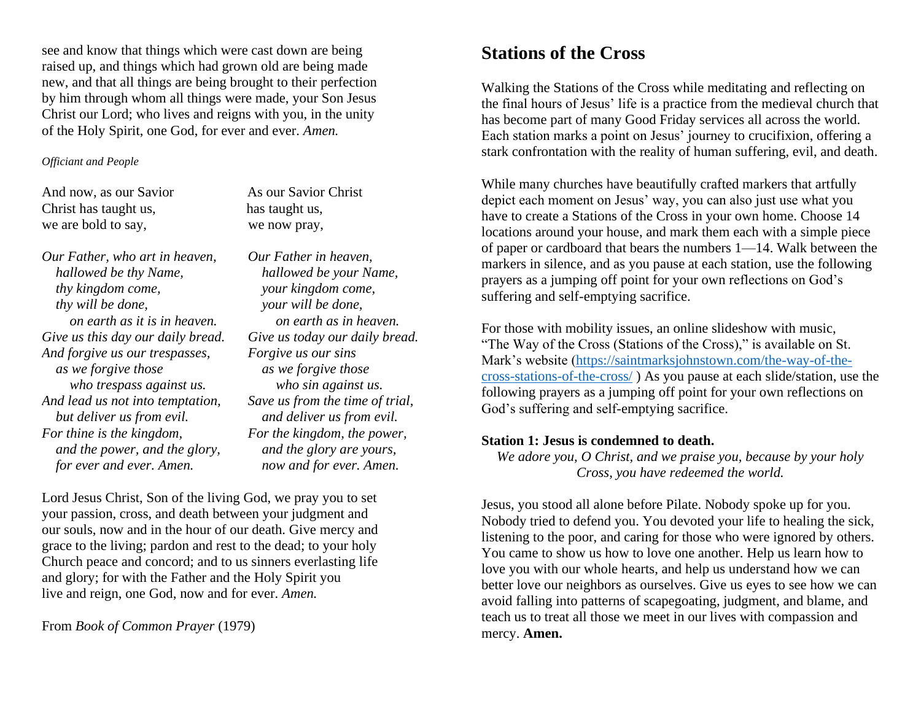see and know that things which were cast down are being raised up, and things which had grown old are being made new, and that all things are being brought to their perfection by him through whom all things were made, your Son Jesus Christ our Lord; who lives and reigns with you, in the unity of the Holy Spirit, one God, for ever and ever. *Amen.*

*Officiant and People*

| | |
|---|---|
| And now, as our Savior Christ has taught us, we are bold to say, | As our Savior Christ has taught us, we now pray, |
| *Our Father, who art in heaven,*<br>*hallowed be thy Name,*<br>*thy kingdom come,*<br>*thy will be done,*<br>*on earth as it is in heaven.*<br>*Give us this day our daily bread.*<br>*And forgive us our trespasses,*<br>*as we forgive those*<br>*who trespass against us.*<br>*And lead us not into temptation,*<br>*but deliver us from evil.*<br>*For thine is the kingdom,*<br>*and the power, and the glory,*<br>*for ever and ever. Amen.* | *Our Father in heaven,*<br>*hallowed be your Name,*<br>*your kingdom come,*<br>*your will be done,*<br>*on earth as in heaven.*<br>*Give us today our daily bread.*<br>*Forgive us our sins*<br>*as we forgive those*<br>*who sin against us.*<br>*Save us from the time of trial,*<br>*and deliver us from evil.*<br>*For the kingdom, the power,*<br>*and the glory are yours,*<br>*now and for ever. Amen.* |

Lord Jesus Christ, Son of the living God, we pray you to set your passion, cross, and death between your judgment and our souls, now and in the hour of our death. Give mercy and grace to the living; pardon and rest to the dead; to your holy Church peace and concord; and to us sinners everlasting life and glory; for with the Father and the Holy Spirit you live and reign, one God, now and for ever. *Amen.*

From *Book of Common Prayer* (1979)

# Stations of the Cross

Walking the Stations of the Cross while meditating and reflecting on the final hours of Jesus' life is a practice from the medieval church that has become part of many Good Friday services all across the world. Each station marks a point on Jesus' journey to crucifixion, offering a stark confrontation with the reality of human suffering, evil, and death.

While many churches have beautifully crafted markers that artfully depict each moment on Jesus' way, you can also just use what you have to create a Stations of the Cross in your own home. Choose 14 locations around your house, and mark them each with a simple piece of paper or cardboard that bears the numbers 1—14. Walk between the markers in silence, and as you pause at each station, use the following prayers as a jumping off point for your own reflections on God's suffering and self-emptying sacrifice.

For those with mobility issues, an online slideshow with music, "The Way of the Cross (Stations of the Cross)," is available on St. Mark's website (https://saintmarksjohnstown.com/the-way-of-the-cross-stations-of-the-cross/ ) As you pause at each slide/station, use the following prayers as a jumping off point for your own reflections on God's suffering and self-emptying sacrifice.

**Station 1: Jesus is condemned to death.**

*We adore you, O Christ, and we praise you, because by your holy Cross, you have redeemed the world.*

Jesus, you stood all alone before Pilate. Nobody spoke up for you. Nobody tried to defend you. You devoted your life to healing the sick, listening to the poor, and caring for those who were ignored by others. You came to show us how to love one another. Help us learn how to love you with our whole hearts, and help us understand how we can better love our neighbors as ourselves. Give us eyes to see how we can avoid falling into patterns of scapegoating, judgment, and blame, and teach us to treat all those we meet in our lives with compassion and mercy. **Amen.**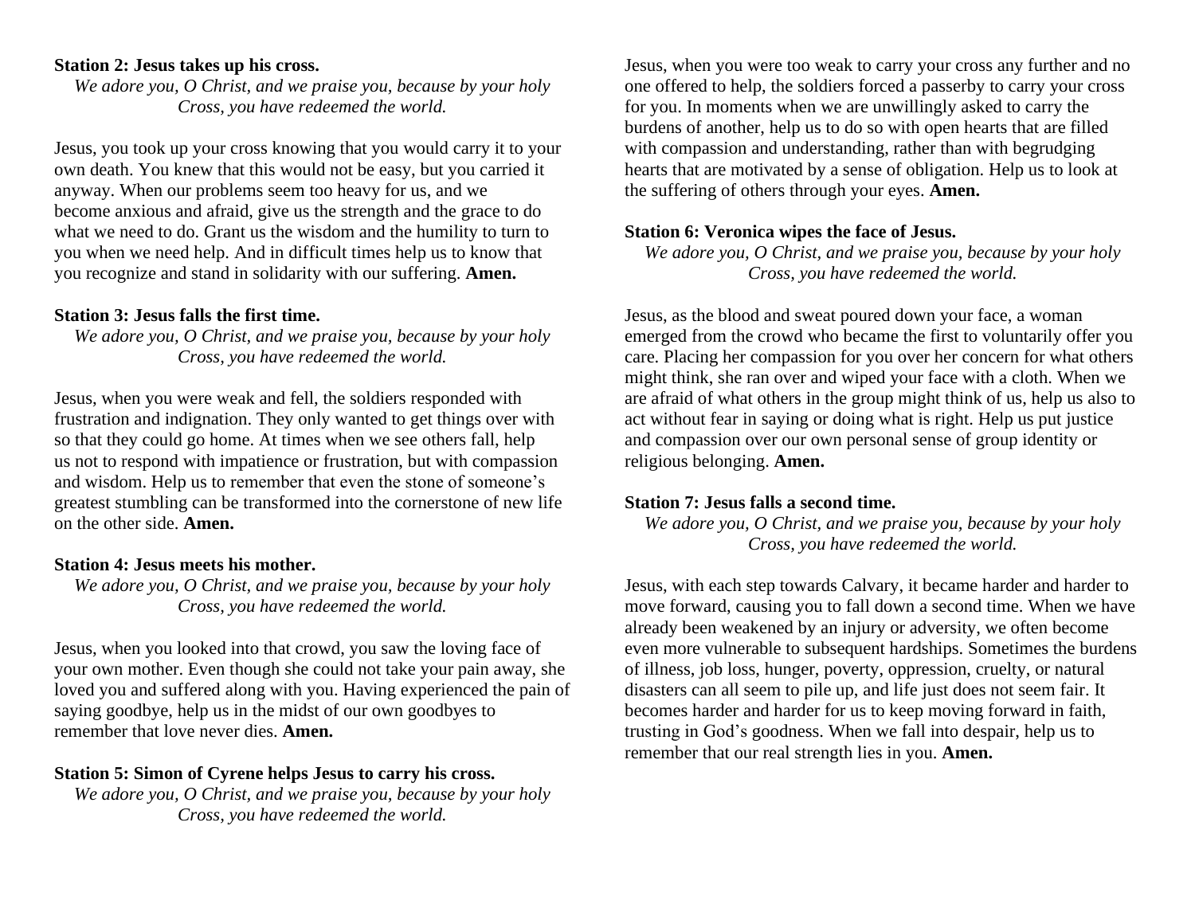**Station 2: Jesus takes up his cross.**

*We adore you, O Christ, and we praise you, because by your holy Cross, you have redeemed the world.*

Jesus, you took up your cross knowing that you would carry it to your own death. You knew that this would not be easy, but you carried it anyway. When our problems seem too heavy for us, and we become anxious and afraid, give us the strength and the grace to do what we need to do. Grant us the wisdom and the humility to turn to you when we need help. And in difficult times help us to know that you recognize and stand in solidarity with our suffering. **Amen.**

**Station 3: Jesus falls the first time.**

*We adore you, O Christ, and we praise you, because by your holy Cross, you have redeemed the world.*

Jesus, when you were weak and fell, the soldiers responded with frustration and indignation. They only wanted to get things over with so that they could go home. At times when we see others fall, help us not to respond with impatience or frustration, but with compassion and wisdom. Help us to remember that even the stone of someone's greatest stumbling can be transformed into the cornerstone of new life on the other side. **Amen.**

**Station 4: Jesus meets his mother.**

*We adore you, O Christ, and we praise you, because by your holy Cross, you have redeemed the world.*

Jesus, when you looked into that crowd, you saw the loving face of your own mother. Even though she could not take your pain away, she loved you and suffered along with you. Having experienced the pain of saying goodbye, help us in the midst of our own goodbyes to remember that love never dies. **Amen.**

**Station 5: Simon of Cyrene helps Jesus to carry his cross.**

*We adore you, O Christ, and we praise you, because by your holy Cross, you have redeemed the world.*

Jesus, when you were too weak to carry your cross any further and no one offered to help, the soldiers forced a passerby to carry your cross for you. In moments when we are unwillingly asked to carry the burdens of another, help us to do so with open hearts that are filled with compassion and understanding, rather than with begrudging hearts that are motivated by a sense of obligation. Help us to look at the suffering of others through your eyes. **Amen.**

**Station 6: Veronica wipes the face of Jesus.**

*We adore you, O Christ, and we praise you, because by your holy Cross, you have redeemed the world.*

Jesus, as the blood and sweat poured down your face, a woman emerged from the crowd who became the first to voluntarily offer you care. Placing her compassion for you over her concern for what others might think, she ran over and wiped your face with a cloth. When we are afraid of what others in the group might think of us, help us also to act without fear in saying or doing what is right. Help us put justice and compassion over our own personal sense of group identity or religious belonging. **Amen.**

**Station 7: Jesus falls a second time.**

*We adore you, O Christ, and we praise you, because by your holy Cross, you have redeemed the world.*

Jesus, with each step towards Calvary, it became harder and harder to move forward, causing you to fall down a second time. When we have already been weakened by an injury or adversity, we often become even more vulnerable to subsequent hardships. Sometimes the burdens of illness, job loss, hunger, poverty, oppression, cruelty, or natural disasters can all seem to pile up, and life just does not seem fair. It becomes harder and harder for us to keep moving forward in faith, trusting in God's goodness. When we fall into despair, help us to remember that our real strength lies in you. **Amen.**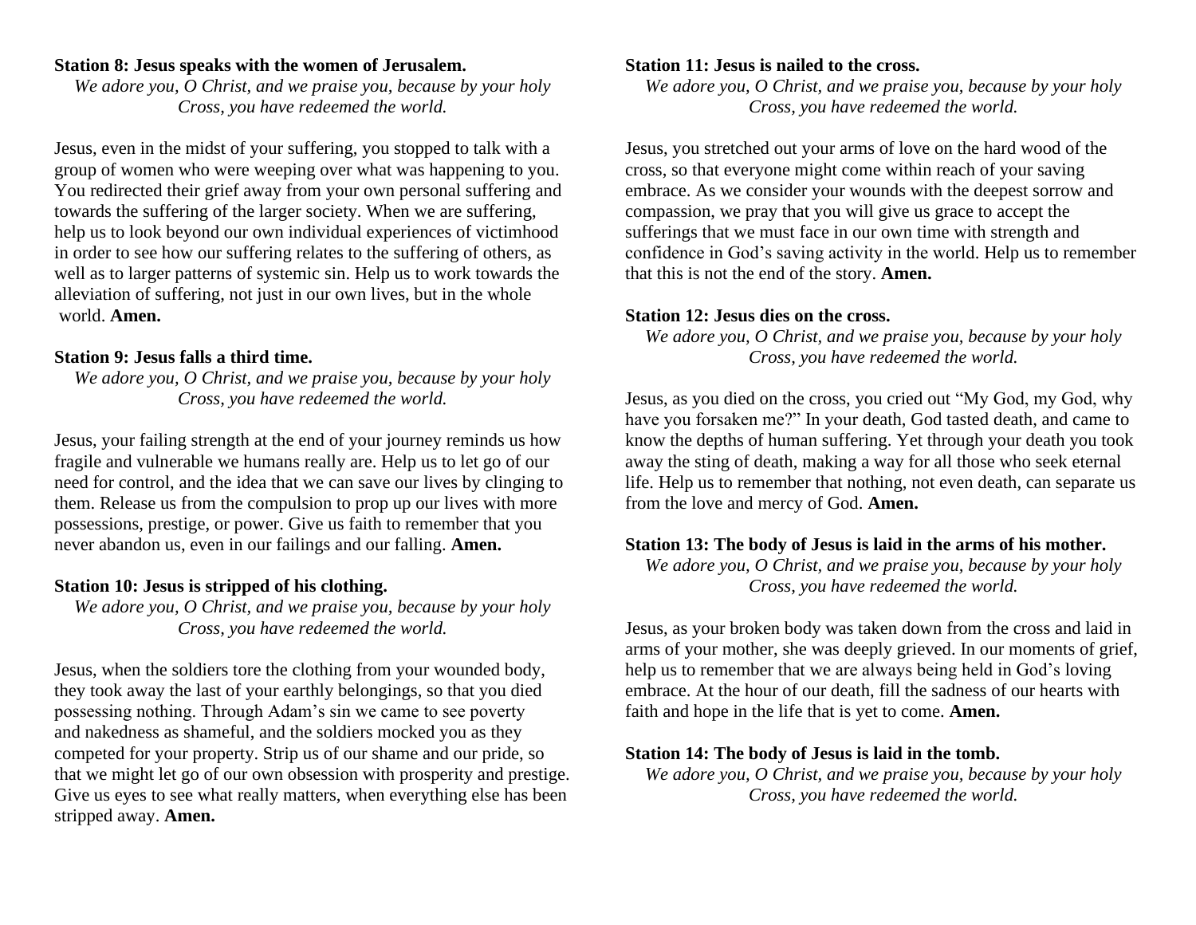**Station 8: Jesus speaks with the women of Jerusalem.**

*We adore you, O Christ, and we praise you, because by your holy Cross, you have redeemed the world.*

Jesus, even in the midst of your suffering, you stopped to talk with a group of women who were weeping over what was happening to you. You redirected their grief away from your own personal suffering and towards the suffering of the larger society. When we are suffering, help us to look beyond our own individual experiences of victimhood in order to see how our suffering relates to the suffering of others, as well as to larger patterns of systemic sin. Help us to work towards the alleviation of suffering, not just in our own lives, but in the whole world. **Amen.**

**Station 9: Jesus falls a third time.**

*We adore you, O Christ, and we praise you, because by your holy Cross, you have redeemed the world.*

Jesus, your failing strength at the end of your journey reminds us how fragile and vulnerable we humans really are. Help us to let go of our need for control, and the idea that we can save our lives by clinging to them. Release us from the compulsion to prop up our lives with more possessions, prestige, or power. Give us faith to remember that you never abandon us, even in our failings and our falling. **Amen.**

**Station 10: Jesus is stripped of his clothing.**

*We adore you, O Christ, and we praise you, because by your holy Cross, you have redeemed the world.*

Jesus, when the soldiers tore the clothing from your wounded body, they took away the last of your earthly belongings, so that you died possessing nothing. Through Adam's sin we came to see poverty and nakedness as shameful, and the soldiers mocked you as they competed for your property. Strip us of our shame and our pride, so that we might let go of our own obsession with prosperity and prestige. Give us eyes to see what really matters, when everything else has been stripped away. **Amen.**

**Station 11: Jesus is nailed to the cross.**

*We adore you, O Christ, and we praise you, because by your holy Cross, you have redeemed the world.*

Jesus, you stretched out your arms of love on the hard wood of the cross, so that everyone might come within reach of your saving embrace. As we consider your wounds with the deepest sorrow and compassion, we pray that you will give us grace to accept the sufferings that we must face in our own time with strength and confidence in God's saving activity in the world. Help us to remember that this is not the end of the story. **Amen.**

**Station 12: Jesus dies on the cross.**

*We adore you, O Christ, and we praise you, because by your holy Cross, you have redeemed the world.*

Jesus, as you died on the cross, you cried out "My God, my God, why have you forsaken me?" In your death, God tasted death, and came to know the depths of human suffering. Yet through your death you took away the sting of death, making a way for all those who seek eternal life. Help us to remember that nothing, not even death, can separate us from the love and mercy of God. **Amen.**

**Station 13: The body of Jesus is laid in the arms of his mother.**

*We adore you, O Christ, and we praise you, because by your holy Cross, you have redeemed the world.*

Jesus, as your broken body was taken down from the cross and laid in arms of your mother, she was deeply grieved. In our moments of grief, help us to remember that we are always being held in God's loving embrace. At the hour of our death, fill the sadness of our hearts with faith and hope in the life that is yet to come. **Amen.**

**Station 14: The body of Jesus is laid in the tomb.**

*We adore you, O Christ, and we praise you, because by your holy Cross, you have redeemed the world.*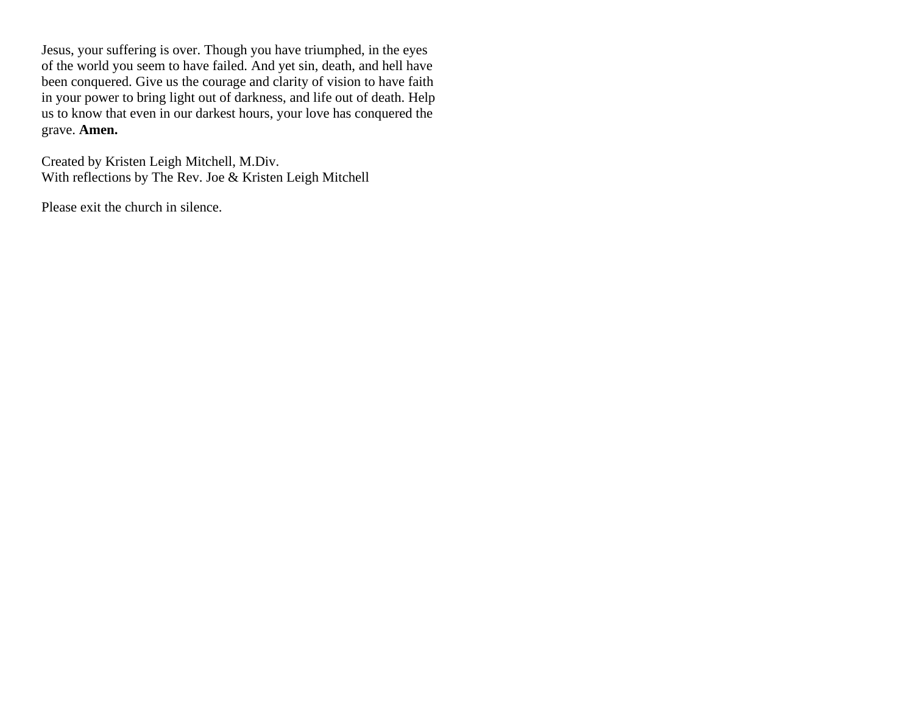Jesus, your suffering is over. Though you have triumphed, in the eyes of the world you seem to have failed. And yet sin, death, and hell have been conquered. Give us the courage and clarity of vision to have faith in your power to bring light out of darkness, and life out of death. Help us to know that even in our darkest hours, your love has conquered the grave. **Amen.**

Created by Kristen Leigh Mitchell, M.Div.
With reflections by The Rev. Joe & Kristen Leigh Mitchell

Please exit the church in silence.